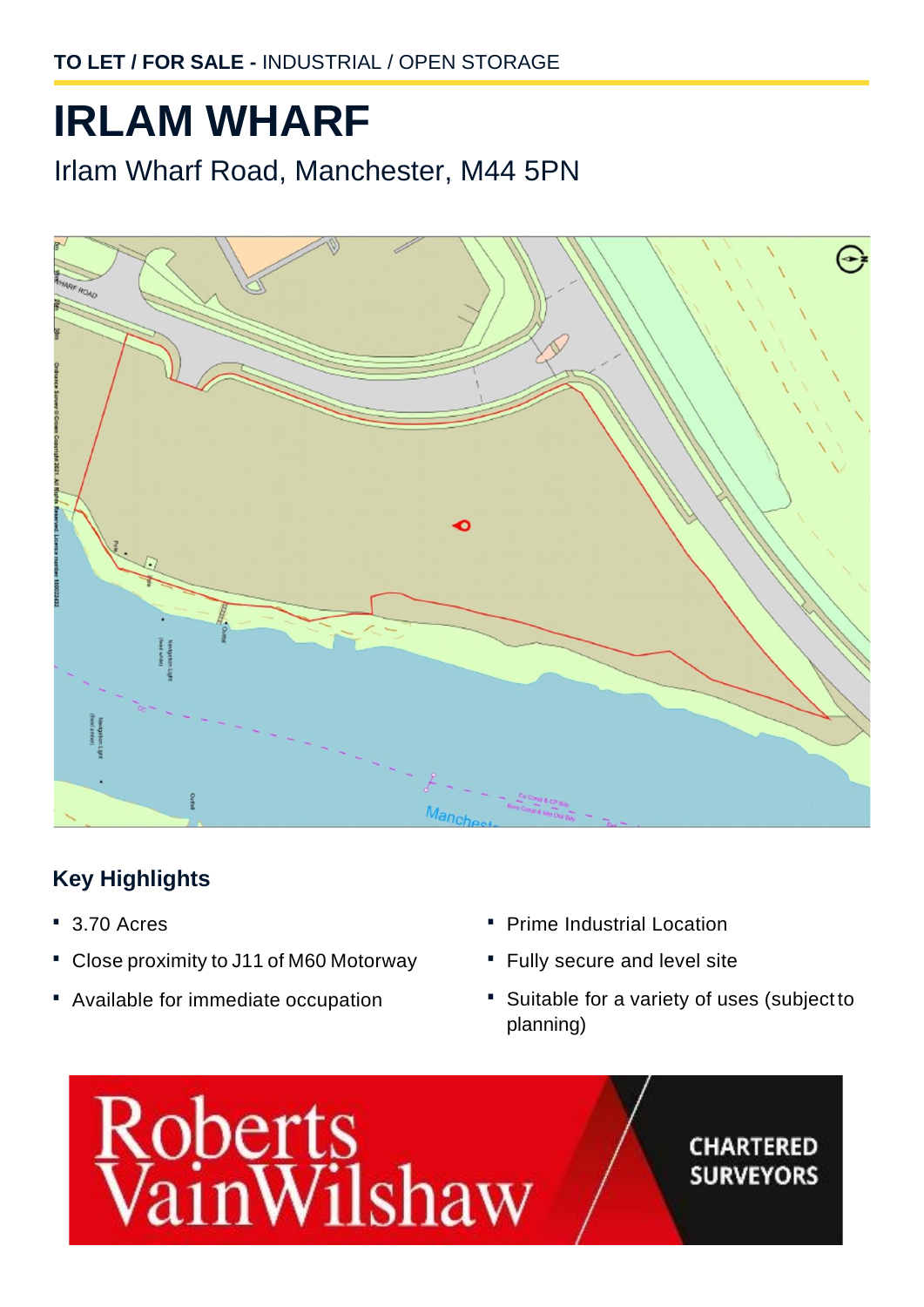**TO LET / FOR SALE -** INDUSTRIAL / OPEN STORAGE

# IRLAM WHARF

Irlam Wharf Road, Manchester, M44 5PN

## Key Highlights

- 3.70 Acres
- Close proximity to J11 of M60 Motorway
- Available for immediate occupation
- Prime Industrial Location
- Fully secure and level site
- Suitable for a variety of uses (subject to planning)

Roberts Vain Wilshaw

CHARTERED SURVEYORS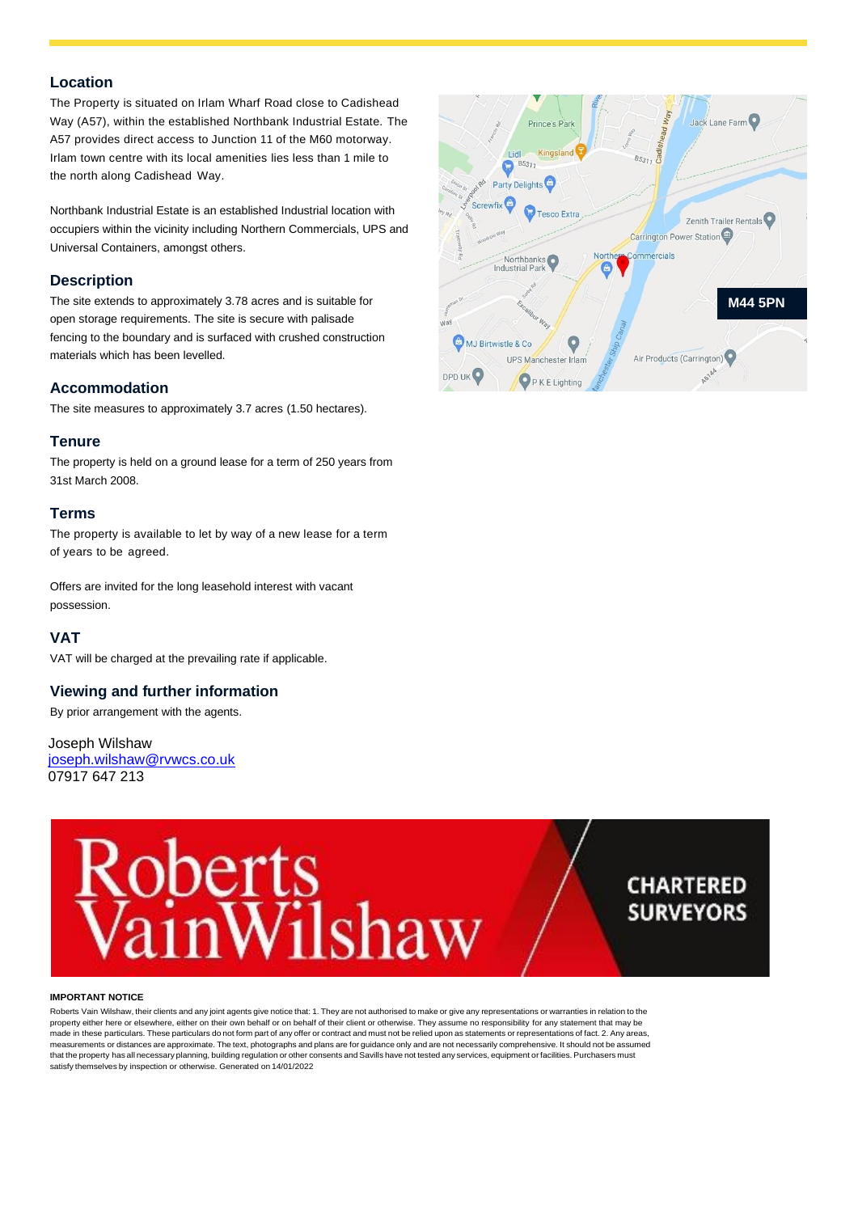## Location

The Property is situated on Irlam Wharf Road close to Cadishead Way (A57), within the established Northbank Industrial Estate. The A57 provides direct access to Junction 11 of the M60 motorway. Irlam town centre with its local amenities lies less than 1 mile to the north along Cadishead Way.

Northbank Industrial Estate is an established Industrial location with occupiers within the vicinity including Northern Commercials, UPS and Universal Containers, amongst others.

## Description

The site extends to approximately 3.78 acres and is suitable for open storage requirements. The site is secure with palisade fencing to the boundary and is surfaced with crushed construction materials which has been levelled.

## Accommodation

The site measures to approximately 3.7 acres (1.50 hectares).

## Tenure

The property is held on a ground lease for a term of 250 years from 31st March 2008.

## Terms

The property is available to let by way of a new lease for a term of years to be agreed.

Offers are invited for the long leasehold interest with vacant possession.

## VAT

VAT will be charged at the prevailing rate if applicable.

## Viewing and further information

By prior arrangement with the agents.

Joseph Wilshaw
joseph.wilshaw@rvwcs.co.uk
07917 647 213

M44 5PN

Roberts VainWilshaw

CHARTERED SURVEYORS

**IMPORTANT NOTICE**

Roberts Vain Wilshaw, their clients and any joint agents give notice that: 1. They are not authorised to make or give any representations or warranties in relation to the property either here or elsewhere, either on their own behalf or on behalf of their client or otherwise. They assume no responsibility for any statement that may be made in these particulars. These particulars do not form part of any offer or contract and must not be relied upon as statements or representations of fact. 2. Any areas, measurements or distances are approximate. The text, photographs and plans are for guidance only and are not necessarily comprehensive. It should not be assumed that the property has all necessary planning, building regulation or other consents and Savills have not tested any services, equipment or facilities. Purchasers must satisfy themselves by inspection or otherwise. Generated on 14/01/2022